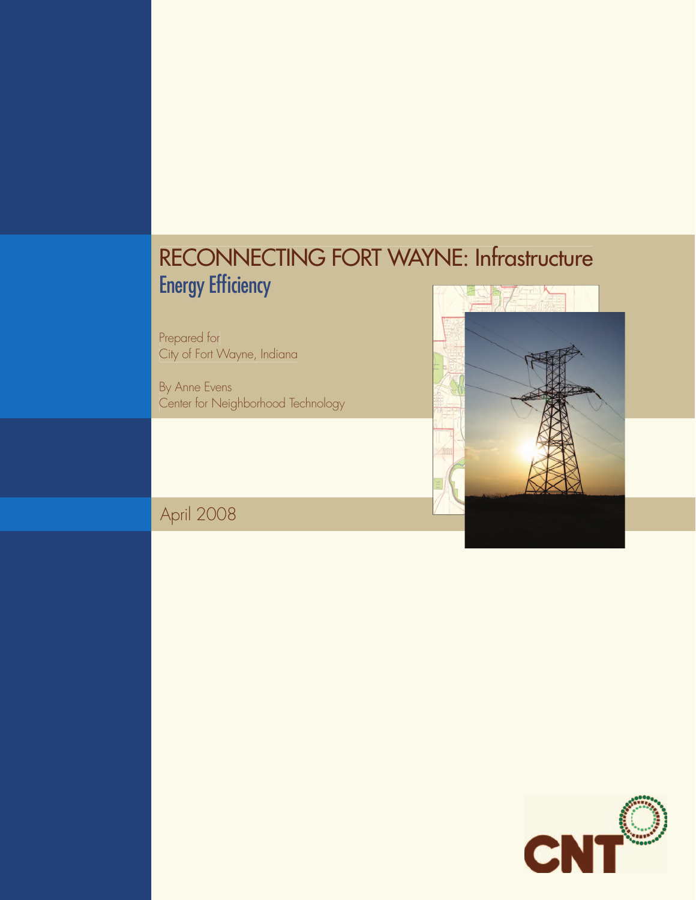# RECONNECTING FORT WAYNE: Infrastructure

## Energy Efficiency

Prepared for
City of Fort Wayne, Indiana

By Anne Evens
Center for Neighborhood Technology

April 2008

CNT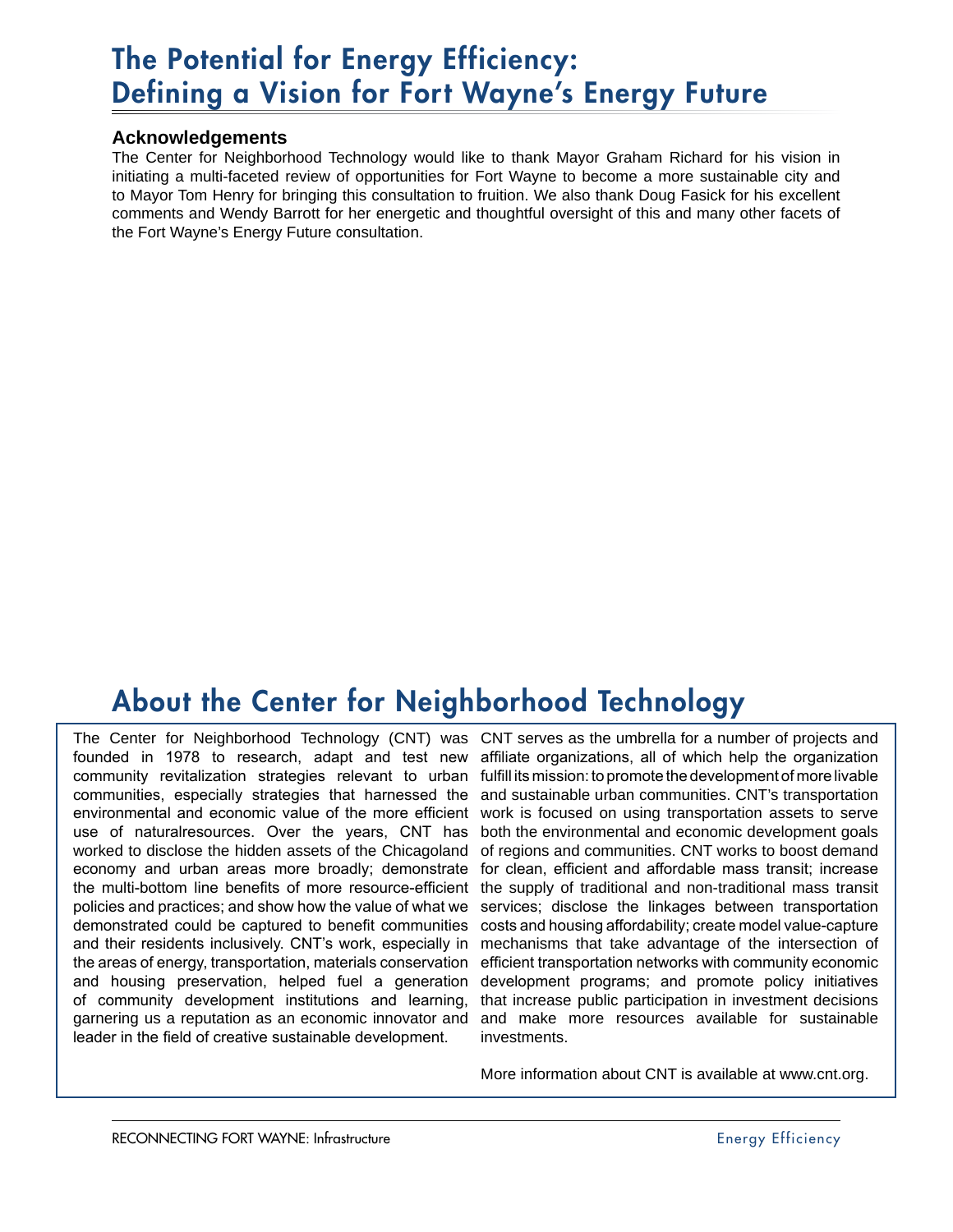# The Potential for Energy Efficiency: Defining a Vision for Fort Wayne's Energy Future

### Acknowledgements

The Center for Neighborhood Technology would like to thank Mayor Graham Richard for his vision in initiating a multi-faceted review of opportunities for Fort Wayne to become a more sustainable city and to Mayor Tom Henry for bringing this consultation to fruition. We also thank Doug Fasick for his excellent comments and Wendy Barrott for her energetic and thoughtful oversight of this and many other facets of the Fort Wayne's Energy Future consultation.

## About the Center for Neighborhood Technology

The Center for Neighborhood Technology (CNT) was founded in 1978 to research, adapt and test new community revitalization strategies relevant to urban communities, especially strategies that harnessed the environmental and economic value of the more efficient use of naturalresources. Over the years, CNT has worked to disclose the hidden assets of the Chicagoland economy and urban areas more broadly; demonstrate the multi-bottom line benefits of more resource-efficient policies and practices; and show how the value of what we demonstrated could be captured to benefit communities and their residents inclusively. CNT's work, especially in the areas of energy, transportation, materials conservation and housing preservation, helped fuel a generation of community development institutions and learning, garnering us a reputation as an economic innovator and leader in the field of creative sustainable development.

CNT serves as the umbrella for a number of projects and affiliate organizations, all of which help the organization fulfill its mission: to promote the development of more livable and sustainable urban communities. CNT's transportation work is focused on using transportation assets to serve both the environmental and economic development goals of regions and communities. CNT works to boost demand for clean, efficient and affordable mass transit; increase the supply of traditional and non-traditional mass transit services; disclose the linkages between transportation costs and housing affordability; create model value-capture mechanisms that take advantage of the intersection of efficient transportation networks with community economic development programs; and promote policy initiatives that increase public participation in investment decisions and make more resources available for sustainable investments.

More information about CNT is available at www.cnt.org.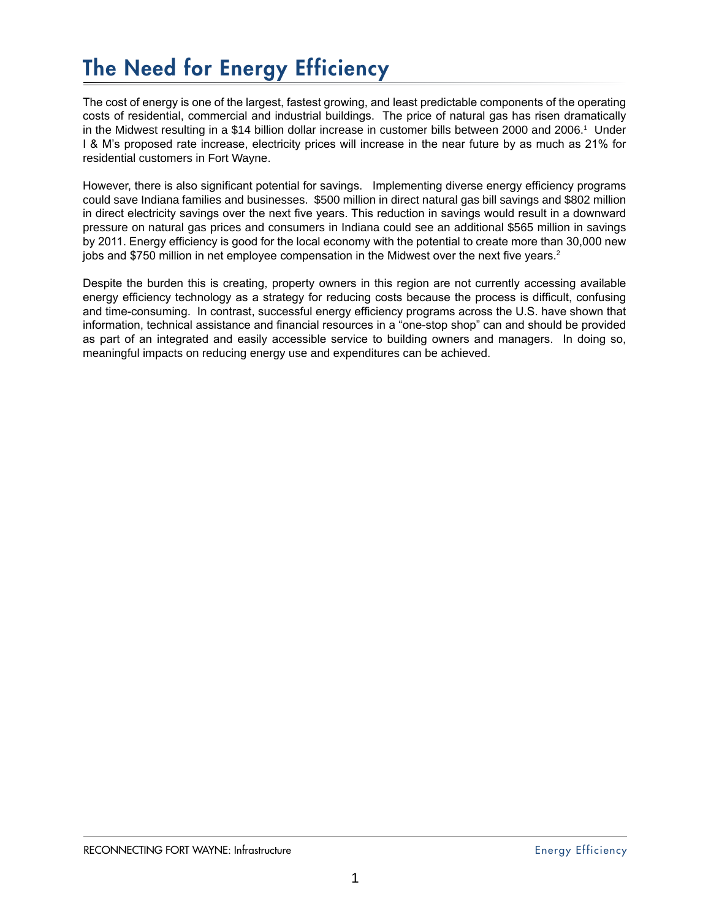# The Need for Energy Efficiency

The cost of energy is one of the largest, fastest growing, and least predictable components of the operating costs of residential, commercial and industrial buildings. The price of natural gas has risen dramatically in the Midwest resulting in a $14 billion dollar increase in customer bills between 2000 and 2006.[1] Under I & M's proposed rate increase, electricity prices will increase in the near future by as much as 21% for residential customers in Fort Wayne.

However, there is also significant potential for savings. Implementing diverse energy efficiency programs could save Indiana families and businesses. $500 million in direct natural gas bill savings and $802 million in direct electricity savings over the next five years. This reduction in savings would result in a downward pressure on natural gas prices and consumers in Indiana could see an additional $565 million in savings by 2011. Energy efficiency is good for the local economy with the potential to create more than 30,000 new jobs and $750 million in net employee compensation in the Midwest over the next five years.[2]

Despite the burden this is creating, property owners in this region are not currently accessing available energy efficiency technology as a strategy for reducing costs because the process is difficult, confusing and time-consuming. In contrast, successful energy efficiency programs across the U.S. have shown that information, technical assistance and financial resources in a "one-stop shop" can and should be provided as part of an integrated and easily accessible service to building owners and managers. In doing so, meaningful impacts on reducing energy use and expenditures can be achieved.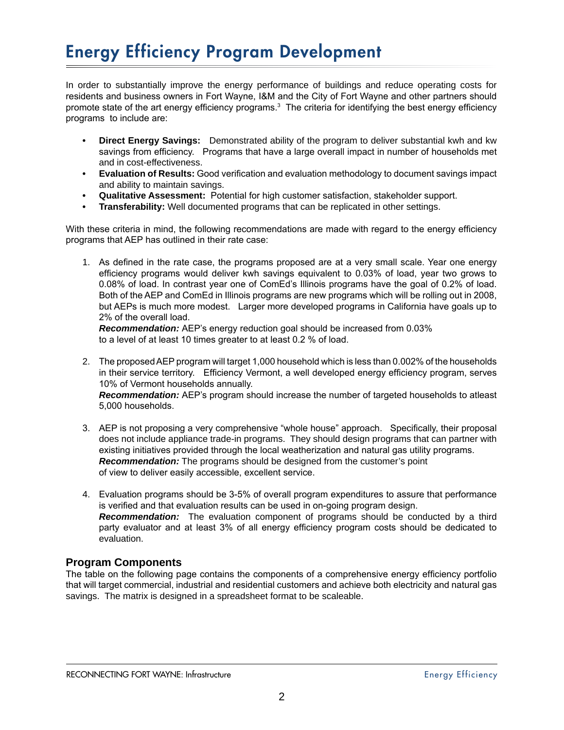# Energy Efficiency Program Development

In order to substantially improve the energy performance of buildings and reduce operating costs for residents and business owners in Fort Wayne, I&M and the City of Fort Wayne and other partners should promote state of the art energy efficiency programs.[3] The criteria for identifying the best energy efficiency programs to include are:

- **Direct Energy Savings:** Demonstrated ability of the program to deliver substantial kwh and kw savings from efficiency. Programs that have a large overall impact in number of households met and in cost-effectiveness.
- **Evaluation of Results:** Good verification and evaluation methodology to document savings impact and ability to maintain savings.
- **Qualitative Assessment:** Potential for high customer satisfaction, stakeholder support.
- **Transferability:** Well documented programs that can be replicated in other settings.

With these criteria in mind, the following recommendations are made with regard to the energy efficiency programs that AEP has outlined in their rate case:

1. As defined in the rate case, the programs proposed are at a very small scale. Year one energy efficiency programs would deliver kwh savings equivalent to 0.03% of load, year two grows to 0.08% of load. In contrast year one of ComEd's Illinois programs have the goal of 0.2% of load. Both of the AEP and ComEd in Illinois programs are new programs which will be rolling out in 2008, but AEPs is much more modest. Larger more developed programs in California have goals up to 2% of the overall load.
   ***Recommendation:*** AEP's energy reduction goal should be increased from 0.03% to a level of at least 10 times greater to at least 0.2 % of load.

2. The proposed AEP program will target 1,000 household which is less than 0.002% of the households in their service territory. Efficiency Vermont, a well developed energy efficiency program, serves 10% of Vermont households annually.
   ***Recommendation:*** AEP's program should increase the number of targeted households to atleast 5,000 households.

3. AEP is not proposing a very comprehensive "whole house" approach. Specifically, their proposal does not include appliance trade-in programs. They should design programs that can partner with existing initiatives provided through the local weatherization and natural gas utility programs.
   ***Recommendation:*** The programs should be designed from the customer's point of view to deliver easily accessible, excellent service.

4. Evaluation programs should be 3-5% of overall program expenditures to assure that performance is verified and that evaluation results can be used in on-going program design.
   ***Recommendation:*** The evaluation component of programs should be conducted by a third party evaluator and at least 3% of all energy efficiency program costs should be dedicated to evaluation.

### Program Components

The table on the following page contains the components of a comprehensive energy efficiency portfolio that will target commercial, industrial and residential customers and achieve both electricity and natural gas savings. The matrix is designed in a spreadsheet format to be scaleable.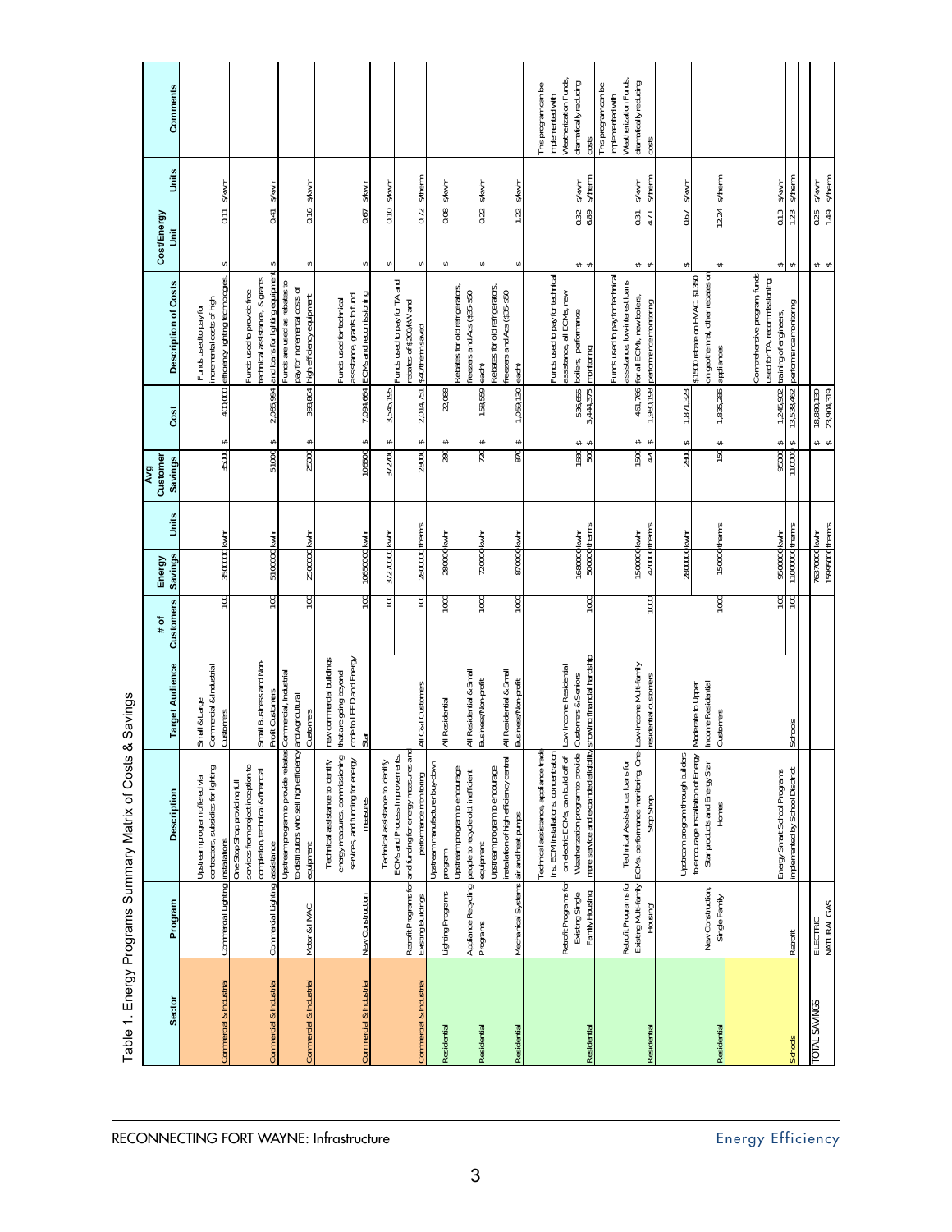Table 1. Energy Programs Summary Matrix of Costs & Savings

| Sector | Program | Description | Target Audience | # of Customers | Energy Savings | Units | Avg Customer Savings | Cost | Description of Costs | Cost/Energy Unit | Units | Comments |
|---|---|---|---|---|---|---|---|---|---|---|---|---|
| Commercial & Industrial | Commercial Lighting | Upstream program offered via contractors, subsidies for lighting installations | Small & Large Commercial & Industrial Customers | 100 | 3500000 | kWhr | 35000 | $ 400,000 | Funds used to pay for incremental costs of high efficiency lighting technologies. | $ 0.11 | $/kWhr | |
| Commercial & Industrial | Commercial Lighting | One Stop Shop providing full services from project inception to completion, technical & financial assistance | Small Business and Non-Profit Customers | 100 | 5100000 | kWhr | 51000 | $ 2,085,994 | Funds used to provide free technical assistance, & grants and loans for lighting equipment | $ 0.41 | $/kWhr | |
| Commercial & Industrial | Motor & HVAC | Upstream program to provide rebates to distributors who sell high efficiency equipment | Commercial, Industrial and Agricultural Customers | 100 | 2500000 | kWhr | 25000 | $ 398,864 | Funds are used as rebates to pay for incremental costs of high efficiency equipment | $ 0.16 | $/kWhr | |
| Commercial & Industrial | New Construction | Technical assistance to identify energy measures, commissioning services, and funding for energy measures | new commercial buildings that are going beyond code to LEED and Energy Star | 100 | 10650000 | kWhr | 106500 | $ 7,094,664 | Funds used for technical assistance, grants to fund ECMs and recomissioning | $ 0.67 | $/kWhr | |
| | | | | 100 | 37270000 | kWhr | 372700 | $ 3,545,195 | Funds used to pay for TA and rebates of $200/kW and $40/therm saved | $ 0.10 | $/kWhr | |
| Commercial & Industrial | Retrofit Programs for Existing Buildings | Technical assistance to identify ECMs and Process Improvements, and funding for energy measures and performance monitoring | All C&I Customers | 100 | 2800000 | therms | 28000 | $ 2,014,751 | | $ 0.72 | $/therm | |
| Residential | Lighting Programs | Upstream manufacturer buy-down program | All Residential | 1000 | 280000 | kWhr | 280 | $ 22,088 | | $ 0.08 | $/kWhr | |
| Residential | Appliance Recycling Programs | Upstream program to encourage people to recycle old, inefficient equipment | All Residential & Small Business/Non profit | 1000 | 720000 | kWhr | 720 | $ 158,559 | Rebates for old refrigerators, freezers and Acs ($35-$50 each) | $ 0.22 | $/kWhr | |
| Residential | Mechanical Systems | Upstream program to encourage installation of high efficiency central air and heat pumps | All Residential & Small Business/Non profit | 1000 | 870000 | kWhr | 870 | $ 1,059,130 | Rebates for old refrigerators, freezers and Acs ($35-$50 each) | $ 1.22 | $/kWhr | |
| | | Technical assistance, appliance trade ins, ECM installations, concentration on electric ECMs, can build off of Weatherization program to provide | Low Income Residential Customers & Seniors | | 1680000 | kWhr | 1680 | $ 536,655 | Funds used to pay for technical assistance, all ECMs, new boilers, performance | $ 0.32 | $/kWhr | This program can be implemented with Weatherization Funds, dramatically reducing |
| Residential | Retrofit Programs for Existing Single Family Housing | more service and expanded eligibility | showing financial hardship | 1000 | 500000 | therms | 500 | $ 3,444,375 | monitoring | $ 6.89 | $/therm | costs |
| | | Technical Assistance, loans for ECMs, performance monitoring, One-Stop Shop | Low Income Multi-family residential customers | | 1500000 | kWhr | 1500 | $ 461,766 | Funds used to pay for technical assistance, low-interest loans for all ECMs, new boilers, | $ 0.31 | $/kWhr | This program can be implemented with Weatherization Funds, dramatically reducing |
| Residential | Retrofit Programs for Existing Multi-family Housing | | | 1000 | 420000 | therms | 420 | $ 1,980,198 | performance monitoring | $ 4.71 | $/therm | costs |
| | | Upstream program through builders to encourage installation of Energy Star products and Energy Star Homes | Moderate to Upper Income Residential Customers | | 2800000 | kWhr | 2800 | $ 1,871,323 | $1500 rebate on HVAC, $1350 on geothermal, other rebates on | $ 0.67 | $/kWhr | |
| Residential | New Construction, Single Family | | | 1000 | 150000 | therms | 150 | $ 1,835,286 | appliances | $ 12.24 | $/therm | |
| | | Energy Smart School Programs implemented by School Disctrict | Schools | 100 | 9500000 | kWhr | 95000 | $ 1,245,902 | Comprehensive program funds used for TA, recommissioning, training of engineers, | $ 0.13 | $/kWhr | |
| Schools | Retrofit | | | 100 | 11000000 | therms | 110000 | $ 13,538,462 | performance monitoring | $ 1.23 | $/therm | |
| TOTAL SAVINGS | ELECTRIC | | | | 76370000 | kWhr | | $ 18,880,139 | | $ 0.25 | $/kWhr | |
| | NATURAL GAS | | | | 15999000 | therms | | $ 23,904,319 | | $ 1.49 | $/therm | |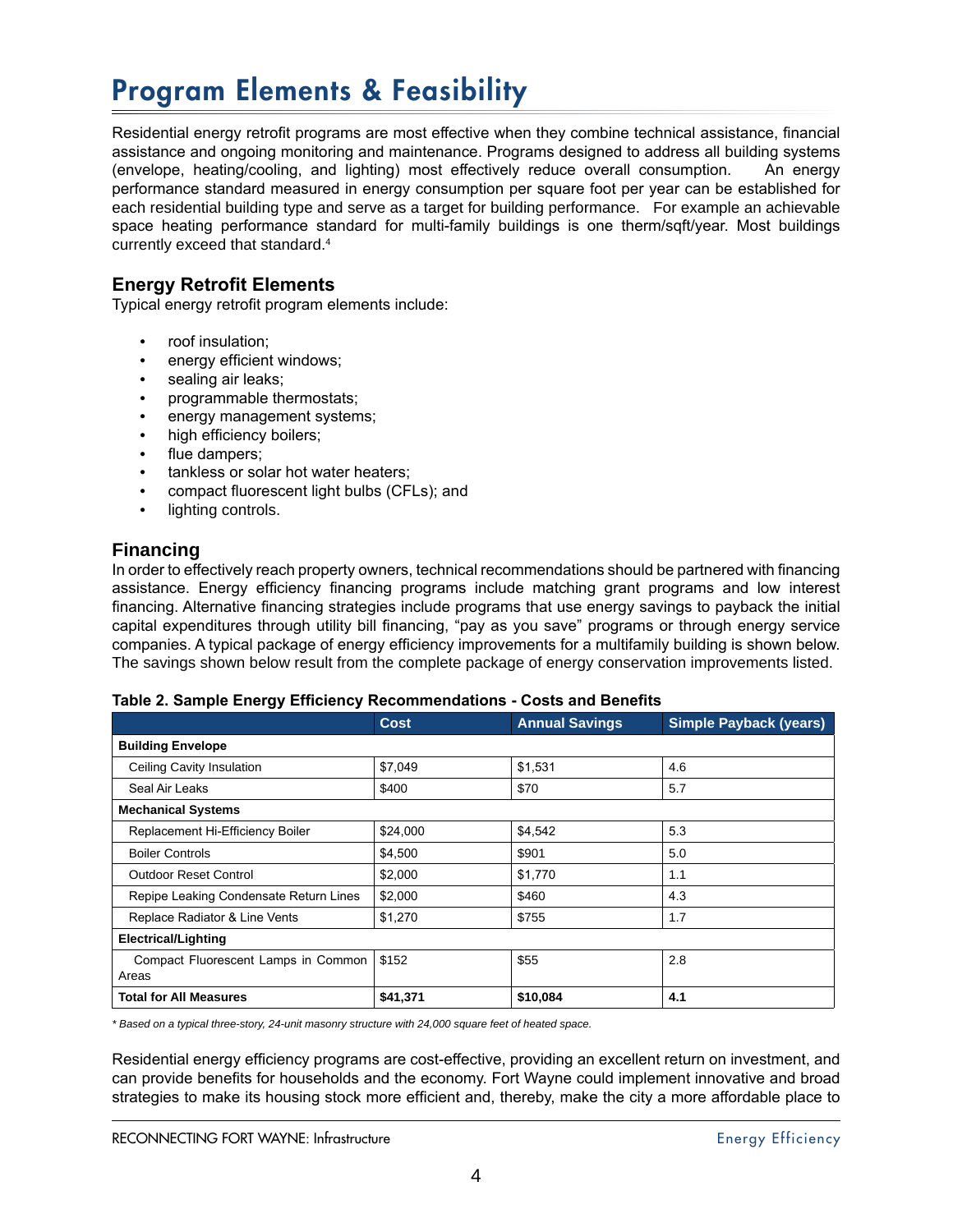# Program Elements & Feasibility

Residential energy retrofit programs are most effective when they combine technical assistance, financial assistance and ongoing monitoring and maintenance. Programs designed to address all building systems (envelope, heating/cooling, and lighting) most effectively reduce overall consumption. An energy performance standard measured in energy consumption per square foot per year can be established for each residential building type and serve as a target for building performance. For example an achievable space heating performance standard for multi-family buildings is one therm/sqft/year. Most buildings currently exceed that standard.[4]

## Energy Retrofit Elements

Typical energy retrofit program elements include:

- roof insulation;
- energy efficient windows;
- sealing air leaks;
- programmable thermostats;
- energy management systems;
- high efficiency boilers;
- flue dampers;
- tankless or solar hot water heaters;
- compact fluorescent light bulbs (CFLs); and
- lighting controls.

## Financing

In order to effectively reach property owners, technical recommendations should be partnered with financing assistance. Energy efficiency financing programs include matching grant programs and low interest financing. Alternative financing strategies include programs that use energy savings to payback the initial capital expenditures through utility bill financing, "pay as you save" programs or through energy service companies. A typical package of energy efficiency improvements for a multifamily building is shown below. The savings shown below result from the complete package of energy conservation improvements listed.

**Table 2. Sample Energy Efficiency Recommendations - Costs and Benefits**

| | Cost | Annual Savings | Simple Payback (years) |
|---|---|---|---|
| **Building Envelope** | | | |
| Ceiling Cavity Insulation | $7,049 | $1,531 | 4.6 |
| Seal Air Leaks | $400 | $70 | 5.7 |
| **Mechanical Systems** | | | |
| Replacement Hi-Efficiency Boiler | $24,000 | $4,542 | 5.3 |
| Boiler Controls | $4,500 | $901 | 5.0 |
| Outdoor Reset Control | $2,000 | $1,770 | 1.1 |
| Repipe Leaking Condensate Return Lines | $2,000 | $460 | 4.3 |
| Replace Radiator & Line Vents | $1,270 | $755 | 1.7 |
| **Electrical/Lighting** | | | |
| Compact Fluorescent Lamps in Common Areas | $152 | $55 | 2.8 |
| **Total for All Measures** | **$41,371** | **$10,084** | **4.1** |

*\* Based on a typical three-story, 24-unit masonry structure with 24,000 square feet of heated space.*

Residential energy efficiency programs are cost-effective, providing an excellent return on investment, and can provide benefits for households and the economy. Fort Wayne could implement innovative and broad strategies to make its housing stock more efficient and, thereby, make the city a more affordable place to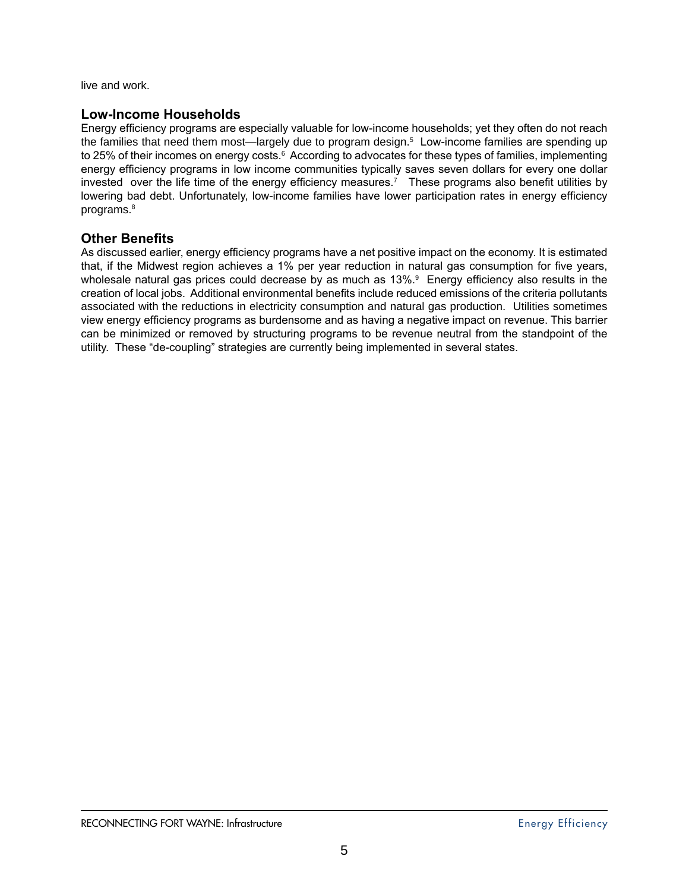live and work.

## Low-Income Households

Energy efficiency programs are especially valuable for low-income households; yet they often do not reach the families that need them most—largely due to program design.[5] Low-income families are spending up to 25% of their incomes on energy costs.[6] According to advocates for these types of families, implementing energy efficiency programs in low income communities typically saves seven dollars for every one dollar invested over the life time of the energy efficiency measures.[7] These programs also benefit utilities by lowering bad debt. Unfortunately, low-income families have lower participation rates in energy efficiency programs.[8]

## Other Benefits

As discussed earlier, energy efficiency programs have a net positive impact on the economy. It is estimated that, if the Midwest region achieves a 1% per year reduction in natural gas consumption for five years, wholesale natural gas prices could decrease by as much as 13%.[9] Energy efficiency also results in the creation of local jobs. Additional environmental benefits include reduced emissions of the criteria pollutants associated with the reductions in electricity consumption and natural gas production. Utilities sometimes view energy efficiency programs as burdensome and as having a negative impact on revenue. This barrier can be minimized or removed by structuring programs to be revenue neutral from the standpoint of the utility. These "de-coupling" strategies are currently being implemented in several states.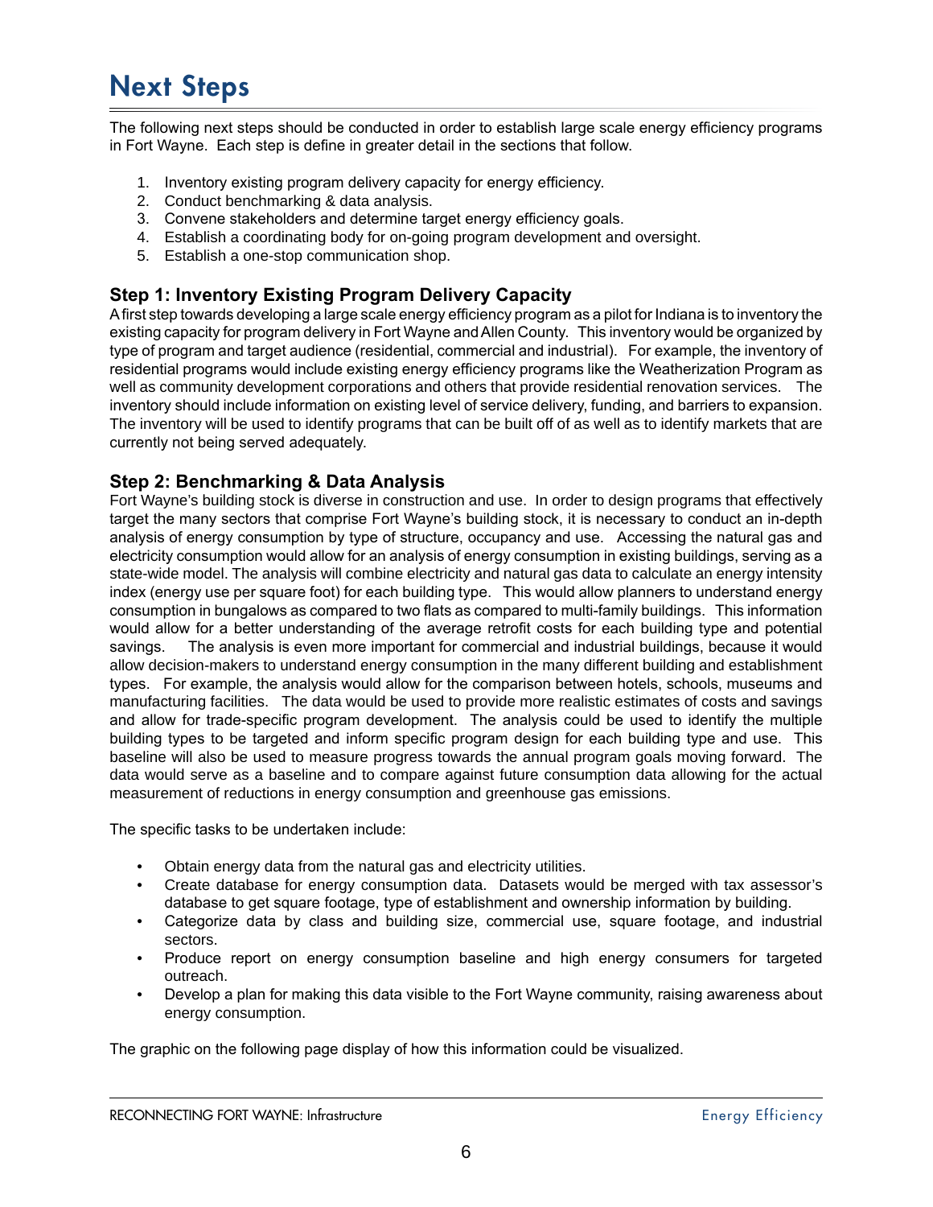# Next Steps

The following next steps should be conducted in order to establish large scale energy efficiency programs in Fort Wayne. Each step is define in greater detail in the sections that follow.

1. Inventory existing program delivery capacity for energy efficiency.
2. Conduct benchmarking & data analysis.
3. Convene stakeholders and determine target energy efficiency goals.
4. Establish a coordinating body for on-going program development and oversight.
5. Establish a one-stop communication shop.

### Step 1: Inventory Existing Program Delivery Capacity

A first step towards developing a large scale energy efficiency program as a pilot for Indiana is to inventory the existing capacity for program delivery in Fort Wayne and Allen County. This inventory would be organized by type of program and target audience (residential, commercial and industrial). For example, the inventory of residential programs would include existing energy efficiency programs like the Weatherization Program as well as community development corporations and others that provide residential renovation services. The inventory should include information on existing level of service delivery, funding, and barriers to expansion. The inventory will be used to identify programs that can be built off of as well as to identify markets that are currently not being served adequately.

### Step 2: Benchmarking & Data Analysis

Fort Wayne's building stock is diverse in construction and use. In order to design programs that effectively target the many sectors that comprise Fort Wayne's building stock, it is necessary to conduct an in-depth analysis of energy consumption by type of structure, occupancy and use. Accessing the natural gas and electricity consumption would allow for an analysis of energy consumption in existing buildings, serving as a state-wide model. The analysis will combine electricity and natural gas data to calculate an energy intensity index (energy use per square foot) for each building type. This would allow planners to understand energy consumption in bungalows as compared to two flats as compared to multi-family buildings. This information would allow for a better understanding of the average retrofit costs for each building type and potential savings. The analysis is even more important for commercial and industrial buildings, because it would allow decision-makers to understand energy consumption in the many different building and establishment types. For example, the analysis would allow for the comparison between hotels, schools, museums and manufacturing facilities. The data would be used to provide more realistic estimates of costs and savings and allow for trade-specific program development. The analysis could be used to identify the multiple building types to be targeted and inform specific program design for each building type and use. This baseline will also be used to measure progress towards the annual program goals moving forward. The data would serve as a baseline and to compare against future consumption data allowing for the actual measurement of reductions in energy consumption and greenhouse gas emissions.

The specific tasks to be undertaken include:

- Obtain energy data from the natural gas and electricity utilities.
- Create database for energy consumption data. Datasets would be merged with tax assessor's database to get square footage, type of establishment and ownership information by building.
- Categorize data by class and building size, commercial use, square footage, and industrial sectors.
- Produce report on energy consumption baseline and high energy consumers for targeted outreach.
- Develop a plan for making this data visible to the Fort Wayne community, raising awareness about energy consumption.

The graphic on the following page display of how this information could be visualized.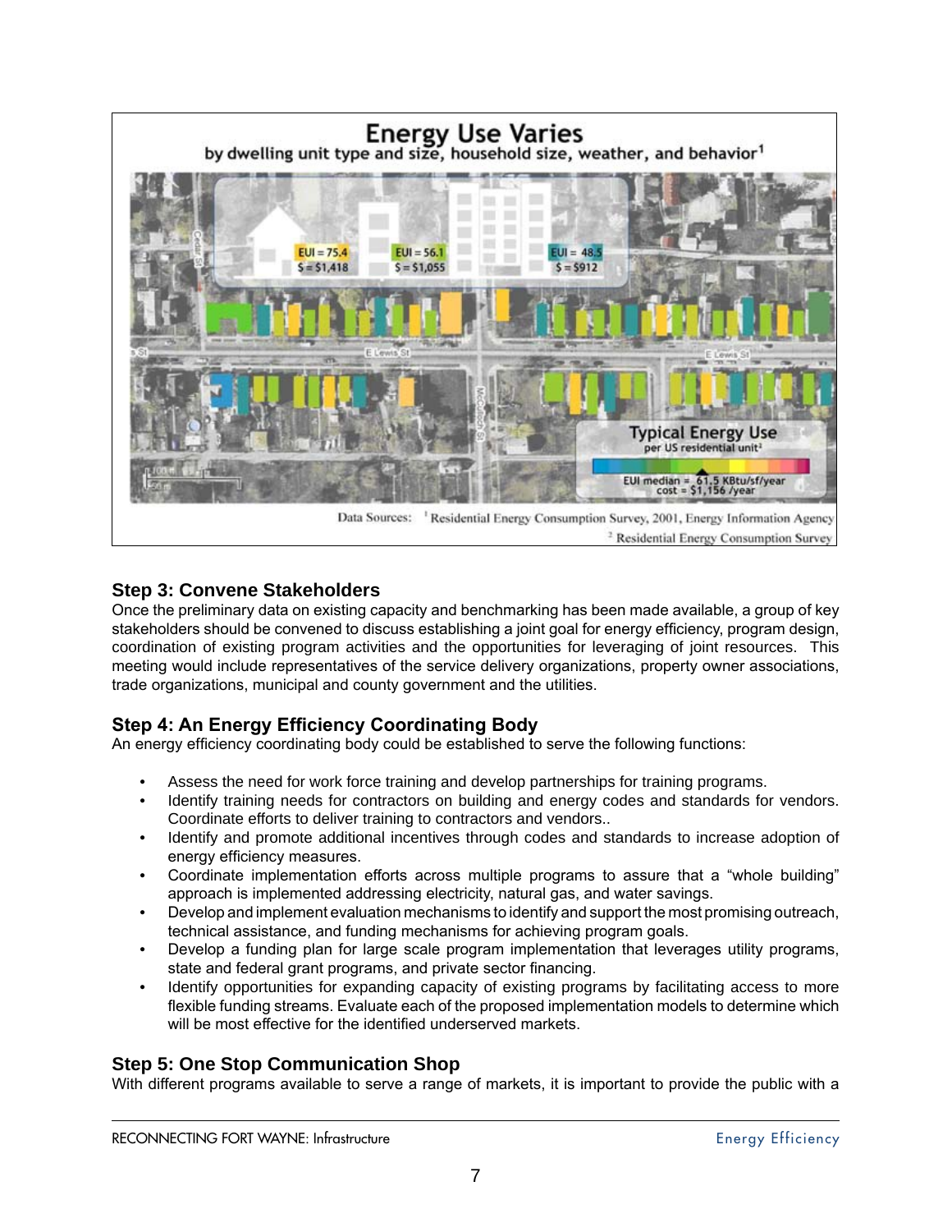**Energy Use Varies**
by dwelling unit type and size, household size, weather, and behavior[1]

Data Sources: [1] Residential Energy Consumption Survey, 2001, Energy Information Agency
[2] Residential Energy Consumption Survey

### Step 3: Convene Stakeholders

Once the preliminary data on existing capacity and benchmarking has been made available, a group of key stakeholders should be convened to discuss establishing a joint goal for energy efficiency, program design, coordination of existing program activities and the opportunities for leveraging of joint resources. This meeting would include representatives of the service delivery organizations, property owner associations, trade organizations, municipal and county government and the utilities.

### Step 4: An Energy Efficiency Coordinating Body

An energy efficiency coordinating body could be established to serve the following functions:

- Assess the need for work force training and develop partnerships for training programs.
- Identify training needs for contractors on building and energy codes and standards for vendors. Coordinate efforts to deliver training to contractors and vendors..
- Identify and promote additional incentives through codes and standards to increase adoption of energy efficiency measures.
- Coordinate implementation efforts across multiple programs to assure that a "whole building" approach is implemented addressing electricity, natural gas, and water savings.
- Develop and implement evaluation mechanisms to identify and support the most promising outreach, technical assistance, and funding mechanisms for achieving program goals.
- Develop a funding plan for large scale program implementation that leverages utility programs, state and federal grant programs, and private sector financing.
- Identify opportunities for expanding capacity of existing programs by facilitating access to more flexible funding streams. Evaluate each of the proposed implementation models to determine which will be most effective for the identified underserved markets.

### Step 5: One Stop Communication Shop

With different programs available to serve a range of markets, it is important to provide the public with a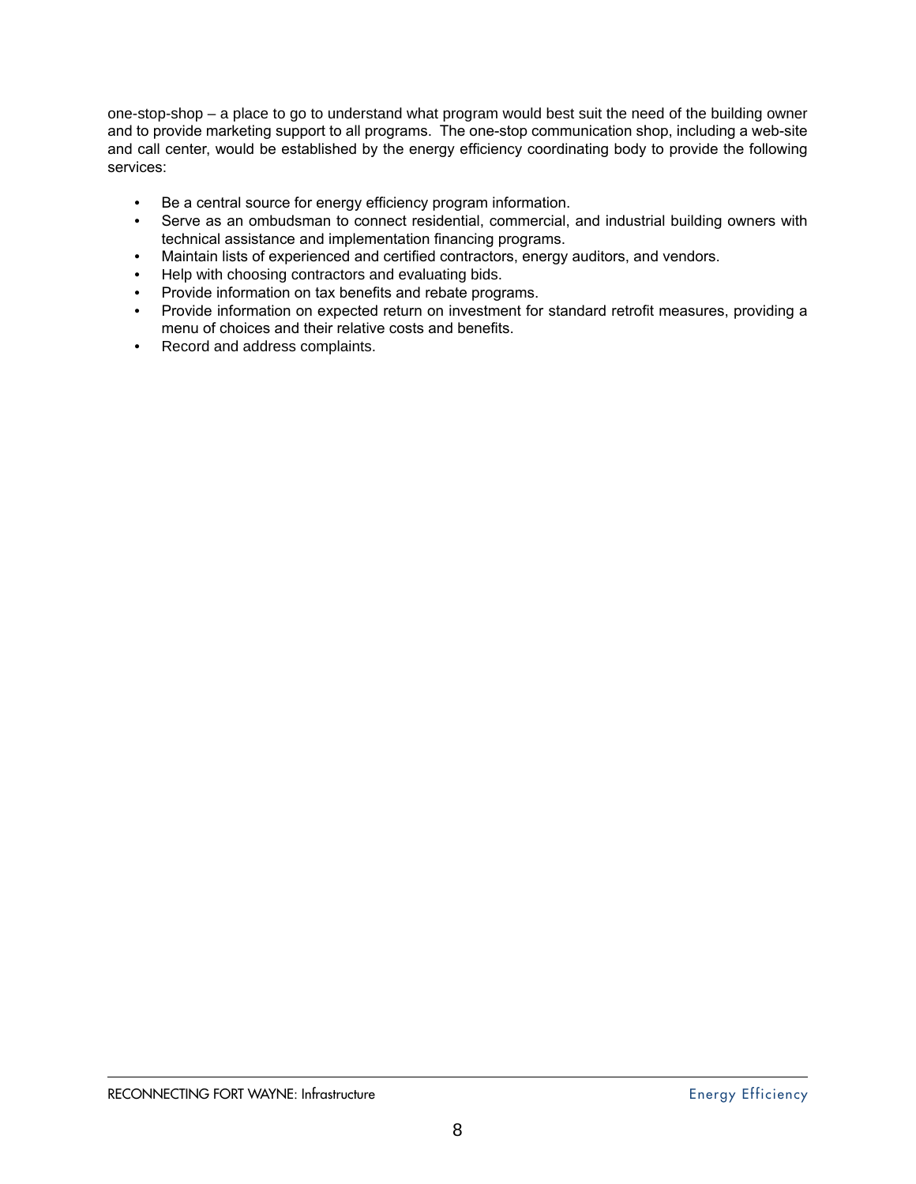one-stop-shop – a place to go to understand what program would best suit the need of the building owner and to provide marketing support to all programs. The one-stop communication shop, including a web-site and call center, would be established by the energy efficiency coordinating body to provide the following services:

- Be a central source for energy efficiency program information.
- Serve as an ombudsman to connect residential, commercial, and industrial building owners with technical assistance and implementation financing programs.
- Maintain lists of experienced and certified contractors, energy auditors, and vendors.
- Help with choosing contractors and evaluating bids.
- Provide information on tax benefits and rebate programs.
- Provide information on expected return on investment for standard retrofit measures, providing a menu of choices and their relative costs and benefits.
- Record and address complaints.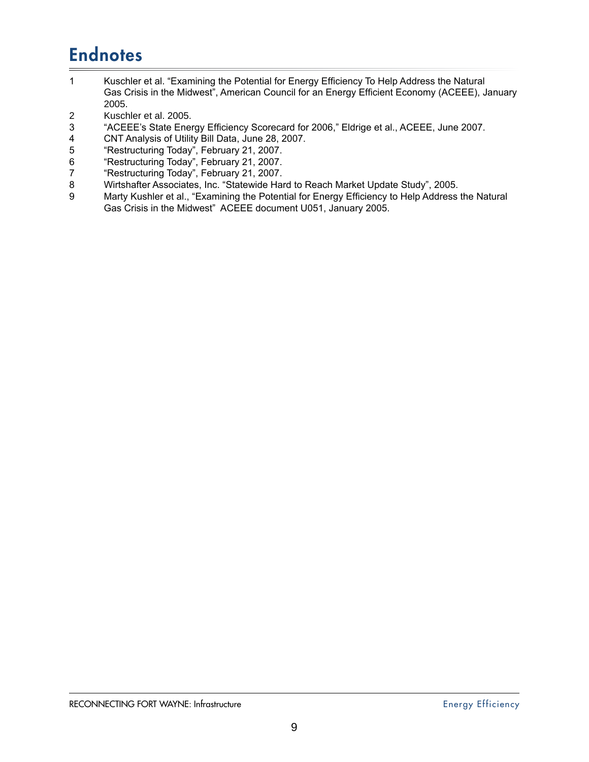# Endnotes

1. Kuschler et al. “Examining the Potential for Energy Efficiency To Help Address the Natural Gas Crisis in the Midwest”, American Council for an Energy Efficient Economy (ACEEE), January 2005.
2. Kuschler et al. 2005.
3. “ACEEE’s State Energy Efficiency Scorecard for 2006,” Eldrige et al., ACEEE, June 2007.
4. CNT Analysis of Utility Bill Data, June 28, 2007.
5. “Restructuring Today”, February 21, 2007.
6. “Restructuring Today”, February 21, 2007.
7. “Restructuring Today”, February 21, 2007.
8. Wirtshafter Associates, Inc. “Statewide Hard to Reach Market Update Study”, 2005.
9. Marty Kushler et al., “Examining the Potential for Energy Efficiency to Help Address the Natural Gas Crisis in the Midwest” ACEEE document U051, January 2005.